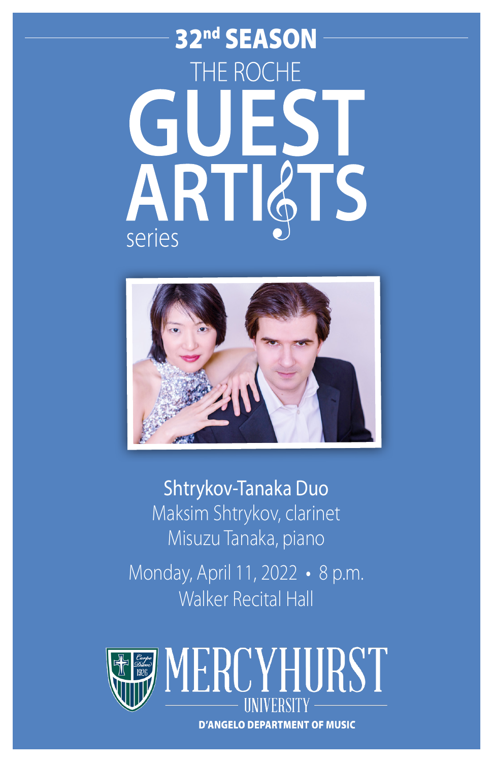## 32nd SEASON

# THE ROCHE GUEST ARTISTS series

**Shtrykov-Tanaka Duo**

Maksim Shtrykov, clarinet

Misuzu Tanaka, piano

Monday, April 11, 2022 • 8 p.m.

Walker Recital Hall

MERCYHURST UNIVERSITY

**D'ANGELO DEPARTMENT OF MUSIC**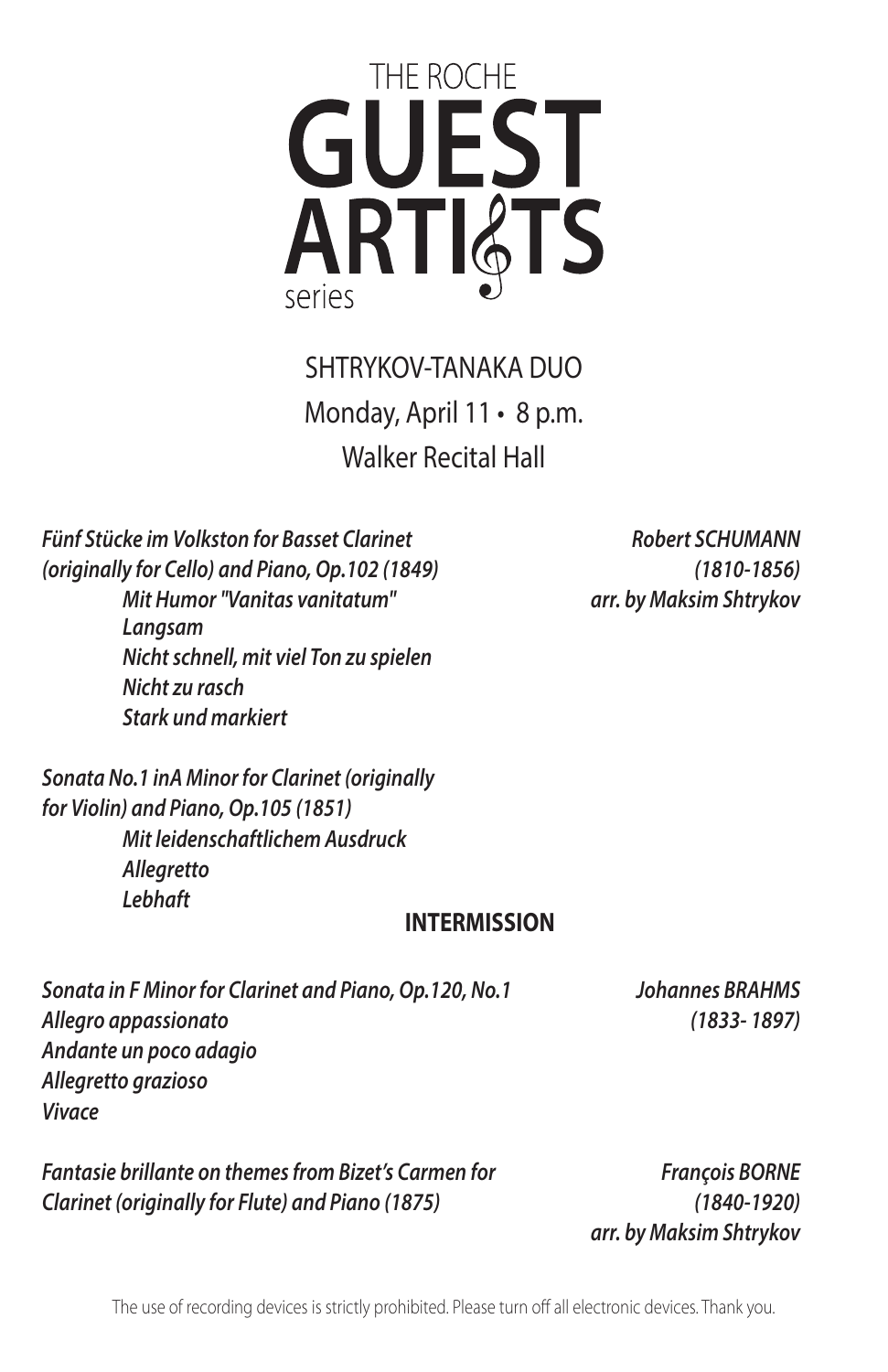# THE ROCHE GUEST ARTISTS series

SHTRYKOV-TANAKA DUO

Monday, April 11 • 8 p.m.

Walker Recital Hall

***Fünf Stücke im Volkston for Basset Clarinet (originally for Cello) and Piano, Op.102 (1849)*** — ***Robert SCHUMANN (1810-1856) arr. by Maksim Shtrykov***

- *Mit Humor "Vanitas vanitatum"*
- *Langsam*
- *Nicht schnell, mit viel Ton zu spielen*
- *Nicht zu rasch*
- *Stark und markiert*

***Sonata No.1 inA Minor for Clarinet (originally for Violin) and Piano, Op.105 (1851)***

- *Mit leidenschaftlichem Ausdruck*
- *Allegretto*
- *Lebhaft*

**INTERMISSION**

***Sonata in F Minor for Clarinet and Piano, Op.120, No.1*** — ***Johannes BRAHMS (1833- 1897)***

*Allegro appassionato*
*Andante un poco adagio*
*Allegretto grazioso*
*Vivace*

***Fantasie brillante on themes from Bizet's Carmen for Clarinet (originally for Flute) and Piano (1875)*** — ***François BORNE (1840-1920) arr. by Maksim Shtrykov***

The use of recording devices is strictly prohibited. Please turn off all electronic devices. Thank you.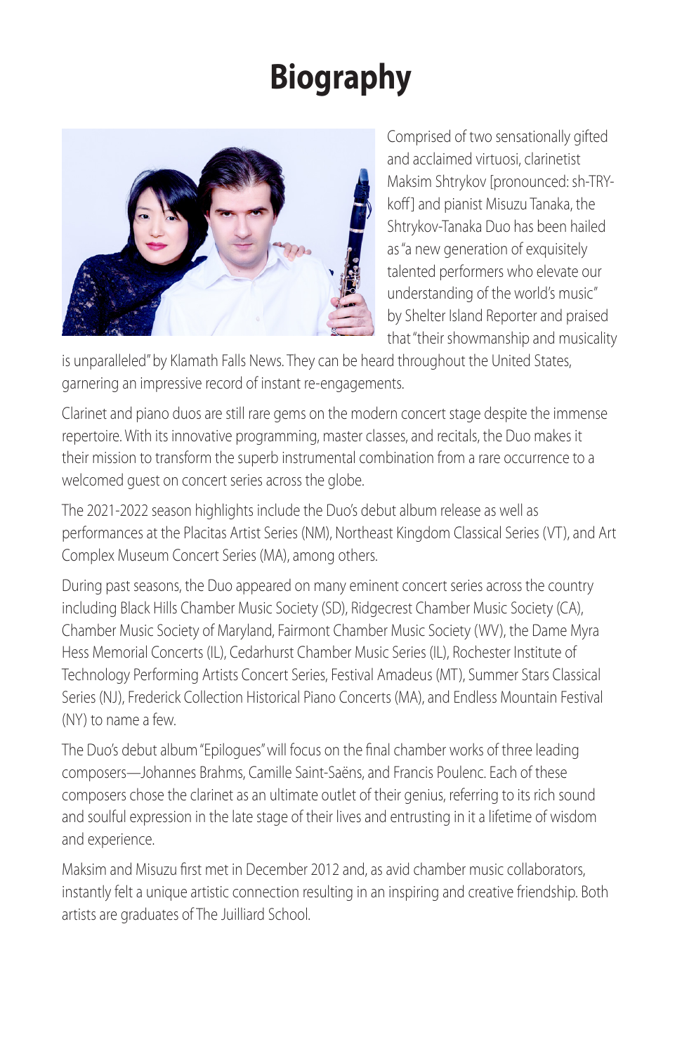# Biography

Comprised of two sensationally gifted and acclaimed virtuosi, clarinetist Maksim Shtrykov [pronounced: sh-TRY-koff] and pianist Misuzu Tanaka, the Shtrykov-Tanaka Duo has been hailed as "a new generation of exquisitely talented performers who elevate our understanding of the world's music" by Shelter Island Reporter and praised that "their showmanship and musicality is unparalleled" by Klamath Falls News. They can be heard throughout the United States, garnering an impressive record of instant re-engagements.

Clarinet and piano duos are still rare gems on the modern concert stage despite the immense repertoire. With its innovative programming, master classes, and recitals, the Duo makes it their mission to transform the superb instrumental combination from a rare occurrence to a welcomed guest on concert series across the globe.

The 2021-2022 season highlights include the Duo's debut album release as well as performances at the Placitas Artist Series (NM), Northeast Kingdom Classical Series (VT), and Art Complex Museum Concert Series (MA), among others.

During past seasons, the Duo appeared on many eminent concert series across the country including Black Hills Chamber Music Society (SD), Ridgecrest Chamber Music Society (CA), Chamber Music Society of Maryland, Fairmont Chamber Music Society (WV), the Dame Myra Hess Memorial Concerts (IL), Cedarhurst Chamber Music Series (IL), Rochester Institute of Technology Performing Artists Concert Series, Festival Amadeus (MT), Summer Stars Classical Series (NJ), Frederick Collection Historical Piano Concerts (MA), and Endless Mountain Festival (NY) to name a few.

The Duo's debut album "Epilogues" will focus on the final chamber works of three leading composers—Johannes Brahms, Camille Saint-Saëns, and Francis Poulenc. Each of these composers chose the clarinet as an ultimate outlet of their genius, referring to its rich sound and soulful expression in the late stage of their lives and entrusting in it a lifetime of wisdom and experience.

Maksim and Misuzu first met in December 2012 and, as avid chamber music collaborators, instantly felt a unique artistic connection resulting in an inspiring and creative friendship. Both artists are graduates of The Juilliard School.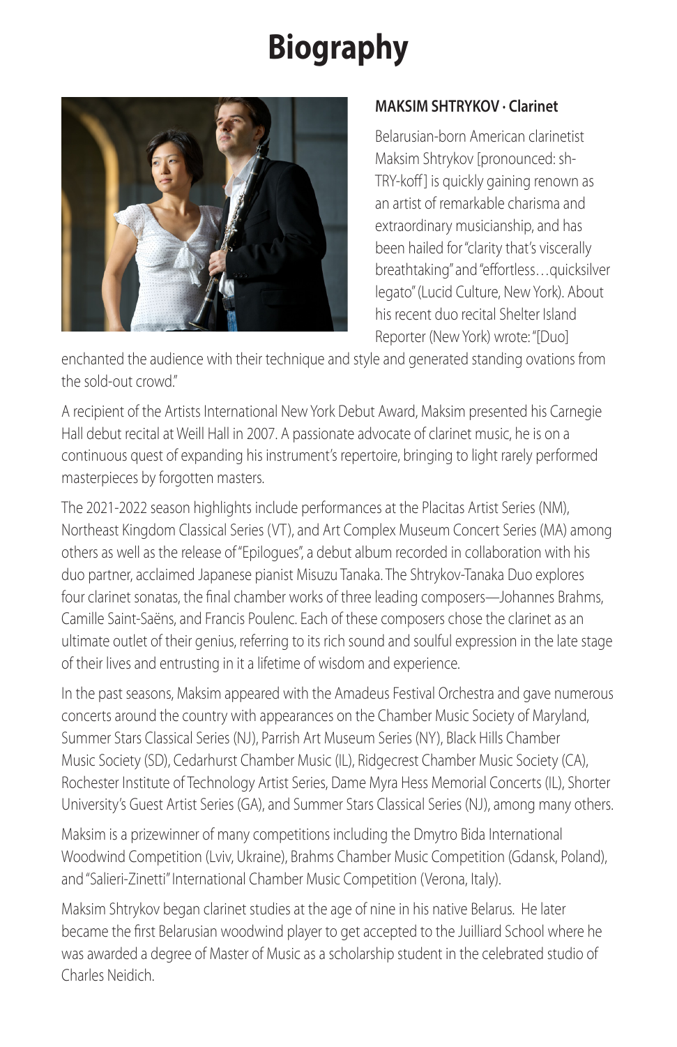# Biography

**MAKSIM SHTRYKOV · Clarinet**

Belarusian-born American clarinetist Maksim Shtrykov [pronounced: sh-TRY-koff] is quickly gaining renown as an artist of remarkable charisma and extraordinary musicianship, and has been hailed for "clarity that's viscerally breathtaking" and "effortless…quicksilver legato" (Lucid Culture, New York). About his recent duo recital Shelter Island Reporter (New York) wrote: "[Duo] enchanted the audience with their technique and style and generated standing ovations from the sold-out crowd."

A recipient of the Artists International New York Debut Award, Maksim presented his Carnegie Hall debut recital at Weill Hall in 2007. A passionate advocate of clarinet music, he is on a continuous quest of expanding his instrument's repertoire, bringing to light rarely performed masterpieces by forgotten masters.

The 2021-2022 season highlights include performances at the Placitas Artist Series (NM), Northeast Kingdom Classical Series (VT), and Art Complex Museum Concert Series (MA) among others as well as the release of "Epilogues", a debut album recorded in collaboration with his duo partner, acclaimed Japanese pianist Misuzu Tanaka. The Shtrykov-Tanaka Duo explores four clarinet sonatas, the final chamber works of three leading composers—Johannes Brahms, Camille Saint-Saëns, and Francis Poulenc. Each of these composers chose the clarinet as an ultimate outlet of their genius, referring to its rich sound and soulful expression in the late stage of their lives and entrusting in it a lifetime of wisdom and experience.

In the past seasons, Maksim appeared with the Amadeus Festival Orchestra and gave numerous concerts around the country with appearances on the Chamber Music Society of Maryland, Summer Stars Classical Series (NJ), Parrish Art Museum Series (NY), Black Hills Chamber Music Society (SD), Cedarhurst Chamber Music (IL), Ridgecrest Chamber Music Society (CA), Rochester Institute of Technology Artist Series, Dame Myra Hess Memorial Concerts (IL), Shorter University's Guest Artist Series (GA), and Summer Stars Classical Series (NJ), among many others.

Maksim is a prizewinner of many competitions including the Dmytro Bida International Woodwind Competition (Lviv, Ukraine), Brahms Chamber Music Competition (Gdansk, Poland), and "Salieri-Zinetti" International Chamber Music Competition (Verona, Italy).

Maksim Shtrykov began clarinet studies at the age of nine in his native Belarus. He later became the first Belarusian woodwind player to get accepted to the Juilliard School where he was awarded a degree of Master of Music as a scholarship student in the celebrated studio of Charles Neidich.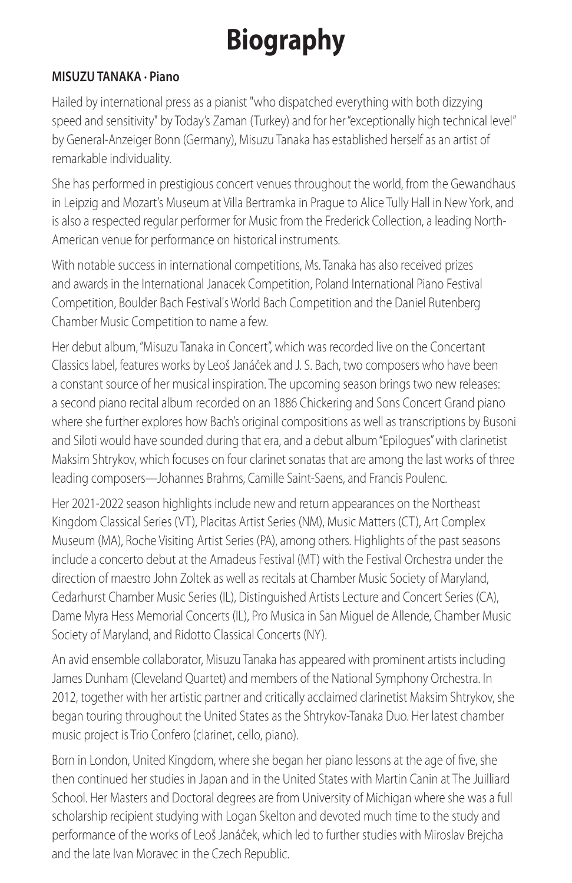# Biography

**MISUZU TANAKA · Piano**

Hailed by international press as a pianist "who dispatched everything with both dizzying speed and sensitivity" by Today's Zaman (Turkey) and for her "exceptionally high technical level" by General-Anzeiger Bonn (Germany), Misuzu Tanaka has established herself as an artist of remarkable individuality.

She has performed in prestigious concert venues throughout the world, from the Gewandhaus in Leipzig and Mozart's Museum at Villa Bertramka in Prague to Alice Tully Hall in New York, and is also a respected regular performer for Music from the Frederick Collection, a leading North-American venue for performance on historical instruments.

With notable success in international competitions, Ms. Tanaka has also received prizes and awards in the International Janacek Competition, Poland International Piano Festival Competition, Boulder Bach Festival's World Bach Competition and the Daniel Rutenberg Chamber Music Competition to name a few.

Her debut album, "Misuzu Tanaka in Concert", which was recorded live on the Concertant Classics label, features works by Leoš Janáček and J. S. Bach, two composers who have been a constant source of her musical inspiration. The upcoming season brings two new releases: a second piano recital album recorded on an 1886 Chickering and Sons Concert Grand piano where she further explores how Bach's original compositions as well as transcriptions by Busoni and Siloti would have sounded during that era, and a debut album "Epilogues" with clarinetist Maksim Shtrykov, which focuses on four clarinet sonatas that are among the last works of three leading composers—Johannes Brahms, Camille Saint-Saens, and Francis Poulenc.

Her 2021-2022 season highlights include new and return appearances on the Northeast Kingdom Classical Series (VT), Placitas Artist Series (NM), Music Matters (CT), Art Complex Museum (MA), Roche Visiting Artist Series (PA), among others. Highlights of the past seasons include a concerto debut at the Amadeus Festival (MT) with the Festival Orchestra under the direction of maestro John Zoltek as well as recitals at Chamber Music Society of Maryland, Cedarhurst Chamber Music Series (IL), Distinguished Artists Lecture and Concert Series (CA), Dame Myra Hess Memorial Concerts (IL), Pro Musica in San Miguel de Allende, Chamber Music Society of Maryland, and Ridotto Classical Concerts (NY).

An avid ensemble collaborator, Misuzu Tanaka has appeared with prominent artists including James Dunham (Cleveland Quartet) and members of the National Symphony Orchestra. In 2012, together with her artistic partner and critically acclaimed clarinetist Maksim Shtrykov, she began touring throughout the United States as the Shtrykov-Tanaka Duo. Her latest chamber music project is Trio Confero (clarinet, cello, piano).

Born in London, United Kingdom, where she began her piano lessons at the age of five, she then continued her studies in Japan and in the United States with Martin Canin at The Juilliard School. Her Masters and Doctoral degrees are from University of Michigan where she was a full scholarship recipient studying with Logan Skelton and devoted much time to the study and performance of the works of Leoš Janáček, which led to further studies with Miroslav Brejcha and the late Ivan Moravec in the Czech Republic.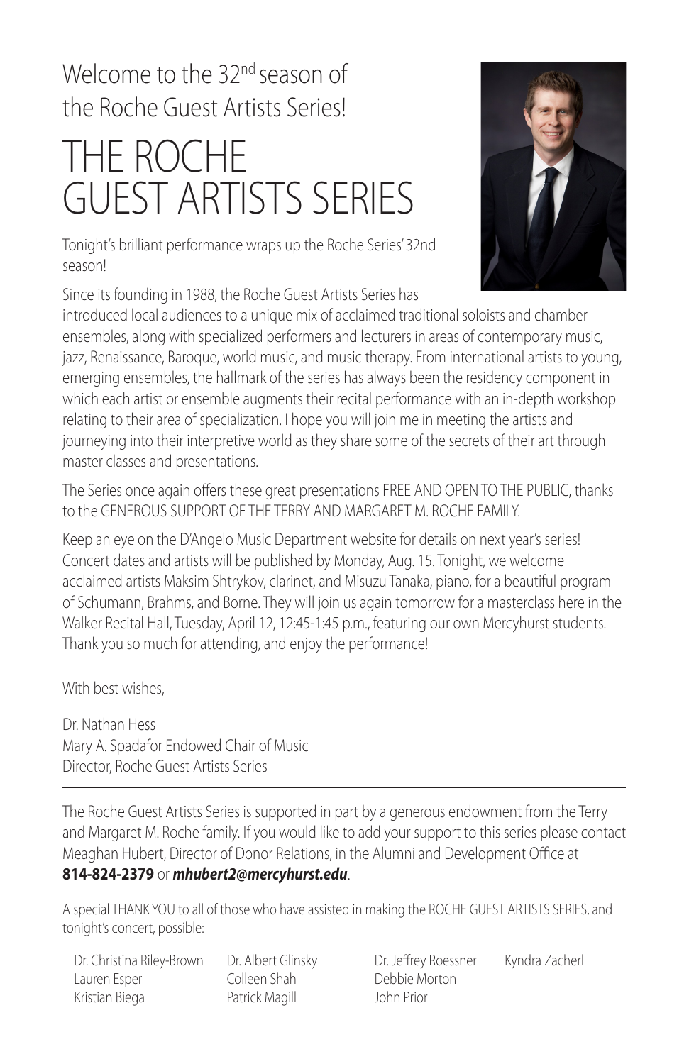Welcome to the 32nd season of the Roche Guest Artists Series!

# THE ROCHE GUEST ARTISTS SERIES

Tonight's brilliant performance wraps up the Roche Series' 32nd season!

Since its founding in 1988, the Roche Guest Artists Series has introduced local audiences to a unique mix of acclaimed traditional soloists and chamber ensembles, along with specialized performers and lecturers in areas of contemporary music, jazz, Renaissance, Baroque, world music, and music therapy. From international artists to young, emerging ensembles, the hallmark of the series has always been the residency component in which each artist or ensemble augments their recital performance with an in-depth workshop relating to their area of specialization. I hope you will join me in meeting the artists and journeying into their interpretive world as they share some of the secrets of their art through master classes and presentations.

The Series once again offers these great presentations FREE AND OPEN TO THE PUBLIC, thanks to the GENEROUS SUPPORT OF THE TERRY AND MARGARET M. ROCHE FAMILY.

Keep an eye on the D'Angelo Music Department website for details on next year's series! Concert dates and artists will be published by Monday, Aug. 15. Tonight, we welcome acclaimed artists Maksim Shtrykov, clarinet, and Misuzu Tanaka, piano, for a beautiful program of Schumann, Brahms, and Borne. They will join us again tomorrow for a masterclass here in the Walker Recital Hall, Tuesday, April 12, 12:45-1:45 p.m., featuring our own Mercyhurst students. Thank you so much for attending, and enjoy the performance!

With best wishes,

Dr. Nathan Hess
Mary A. Spadafor Endowed Chair of Music
Director, Roche Guest Artists Series

---

The Roche Guest Artists Series is supported in part by a generous endowment from the Terry and Margaret M. Roche family. If you would like to add your support to this series please contact Meaghan Hubert, Director of Donor Relations, in the Alumni and Development Office at **814-824-2379** or ***mhubert2@mercyhurst.edu***.

A special THANK YOU to all of those who have assisted in making the ROCHE GUEST ARTISTS SERIES, and tonight's concert, possible:

Dr. Christina Riley-Brown
Lauren Esper
Kristian Biega
Dr. Albert Glinsky
Colleen Shah
Patrick Magill
Dr. Jeffrey Roessner
Debbie Morton
John Prior
Kyndra Zacherl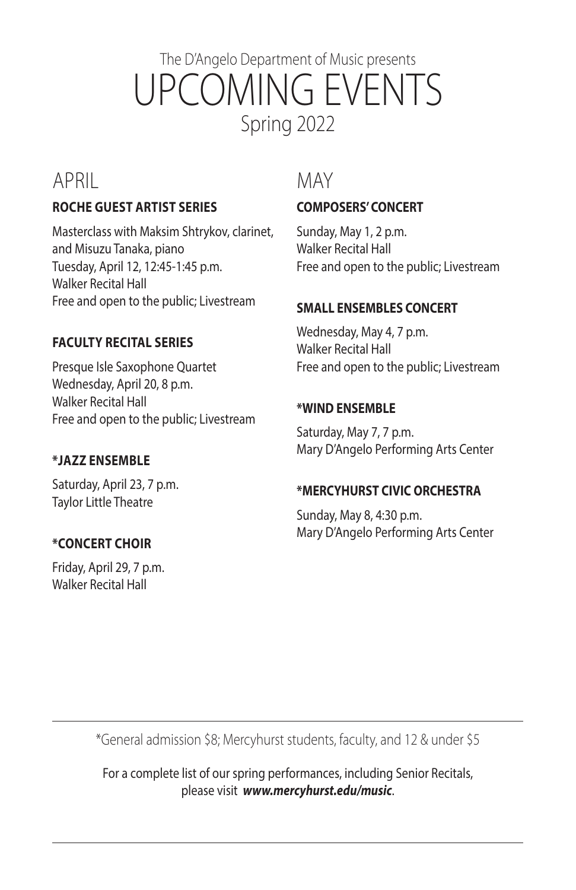The D'Angelo Department of Music presents

# UPCOMING EVENTS

Spring 2022

## APRIL

### ROCHE GUEST ARTIST SERIES

Masterclass with Maksim Shtrykov, clarinet, and Misuzu Tanaka, piano
Tuesday, April 12, 12:45-1:45 p.m.
Walker Recital Hall
Free and open to the public; Livestream

### FACULTY RECITAL SERIES

Presque Isle Saxophone Quartet
Wednesday, April 20, 8 p.m.
Walker Recital Hall
Free and open to the public; Livestream

### *JAZZ ENSEMBLE

Saturday, April 23, 7 p.m.
Taylor Little Theatre

### *CONCERT CHOIR

Friday, April 29, 7 p.m.
Walker Recital Hall

## MAY

### COMPOSERS' CONCERT

Sunday, May 1, 2 p.m.
Walker Recital Hall
Free and open to the public; Livestream

### SMALL ENSEMBLES CONCERT

Wednesday, May 4, 7 p.m.
Walker Recital Hall
Free and open to the public; Livestream

### *WIND ENSEMBLE

Saturday, May 7, 7 p.m.
Mary D'Angelo Performing Arts Center

### *MERCYHURST CIVIC ORCHESTRA

Sunday, May 8, 4:30 p.m.
Mary D'Angelo Performing Arts Center

---

*General admission $8; Mercyhurst students, faculty, and 12 & under $5

For a complete list of our spring performances, including Senior Recitals, please visit ***www.mercyhurst.edu/music***.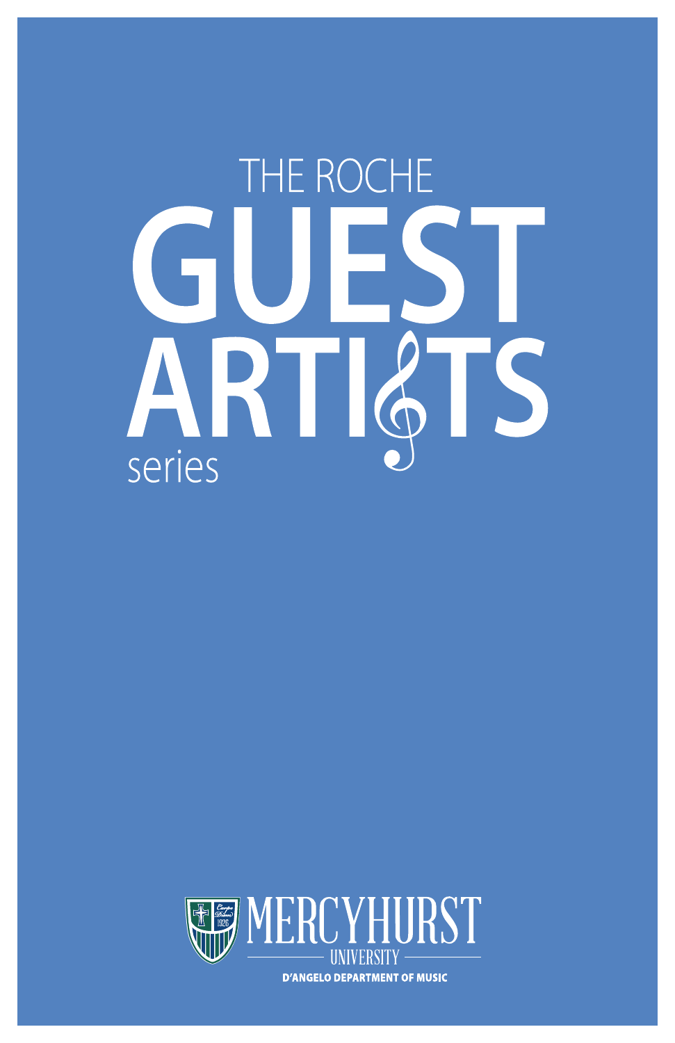THE ROCHE

# GUEST ARTISTS

series

MERCYHURST UNIVERSITY

D'ANGELO DEPARTMENT OF MUSIC